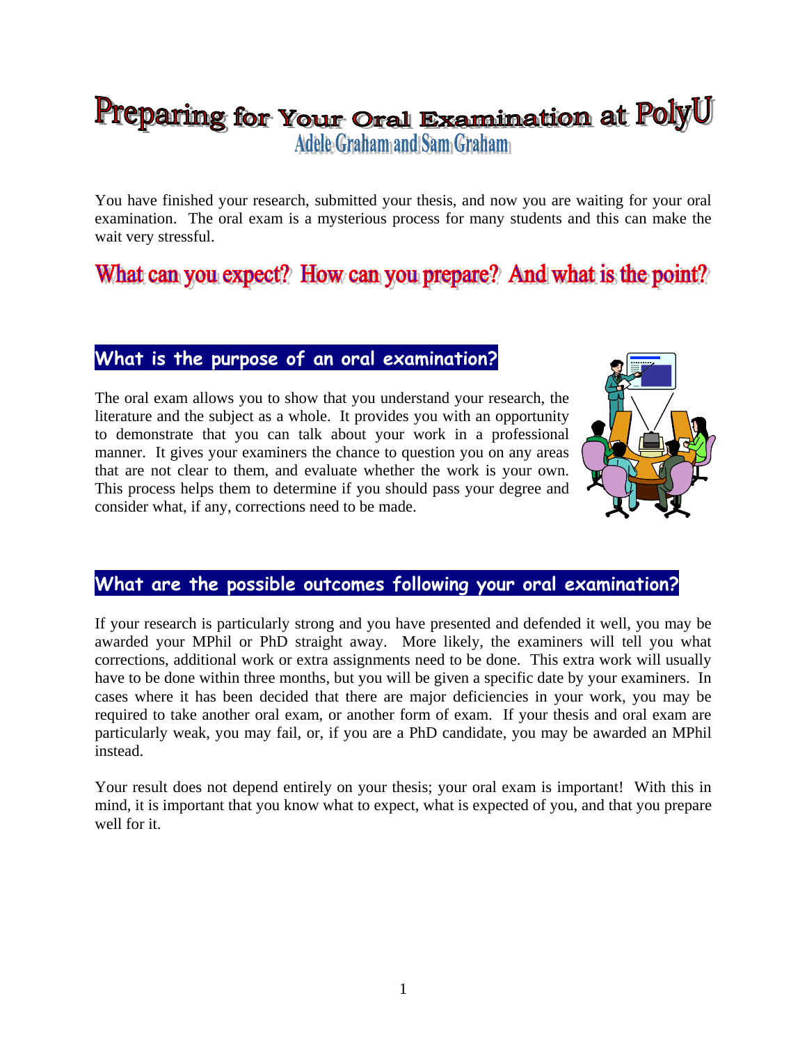# Preparing for Your Oral Examination at PolyU

Adele Graham and Sam Graham

You have finished your research, submitted your thesis, and now you are waiting for your oral examination. The oral exam is a mysterious process for many students and this can make the wait very stressful.

## What can you expect? How can you prepare? And what is the point?

### What is the purpose of an oral examination?

The oral exam allows you to show that you understand your research, the literature and the subject as a whole. It provides you with an opportunity to demonstrate that you can talk about your work in a professional manner. It gives your examiners the chance to question you on any areas that are not clear to them, and evaluate whether the work is your own. This process helps them to determine if you should pass your degree and consider what, if any, corrections need to be made.

### What are the possible outcomes following your oral examination?

If your research is particularly strong and you have presented and defended it well, you may be awarded your MPhil or PhD straight away. More likely, the examiners will tell you what corrections, additional work or extra assignments need to be done. This extra work will usually have to be done within three months, but you will be given a specific date by your examiners. In cases where it has been decided that there are major deficiencies in your work, you may be required to take another oral exam, or another form of exam. If your thesis and oral exam are particularly weak, you may fail, or, if you are a PhD candidate, you may be awarded an MPhil instead.

Your result does not depend entirely on your thesis; your oral exam is important! With this in mind, it is important that you know what to expect, what is expected of you, and that you prepare well for it.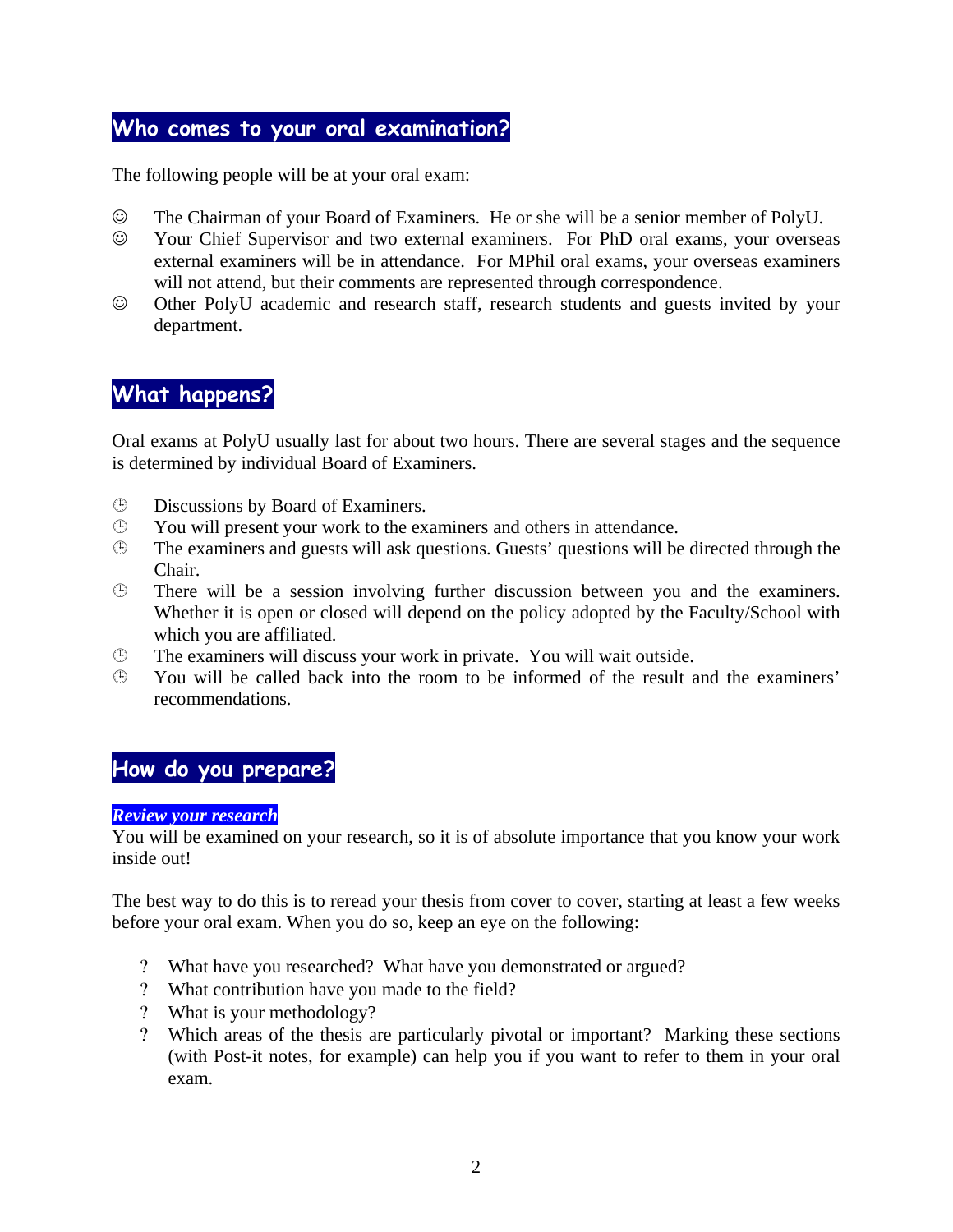## Who comes to your oral examination?

The following people will be at your oral exam:

- The Chairman of your Board of Examiners. He or she will be a senior member of PolyU.
- Your Chief Supervisor and two external examiners. For PhD oral exams, your overseas external examiners will be in attendance. For MPhil oral exams, your overseas examiners will not attend, but their comments are represented through correspondence.
- Other PolyU academic and research staff, research students and guests invited by your department.

## What happens?

Oral exams at PolyU usually last for about two hours. There are several stages and the sequence is determined by individual Board of Examiners.

- Discussions by Board of Examiners.
- You will present your work to the examiners and others in attendance.
- The examiners and guests will ask questions. Guests' questions will be directed through the Chair.
- There will be a session involving further discussion between you and the examiners. Whether it is open or closed will depend on the policy adopted by the Faculty/School with which you are affiliated.
- The examiners will discuss your work in private. You will wait outside.
- You will be called back into the room to be informed of the result and the examiners' recommendations.

## How do you prepare?

***Review your research***

You will be examined on your research, so it is of absolute importance that you know your work inside out!

The best way to do this is to reread your thesis from cover to cover, starting at least a few weeks before your oral exam. When you do so, keep an eye on the following:

- What have you researched? What have you demonstrated or argued?
- What contribution have you made to the field?
- What is your methodology?
- Which areas of the thesis are particularly pivotal or important? Marking these sections (with Post-it notes, for example) can help you if you want to refer to them in your oral exam.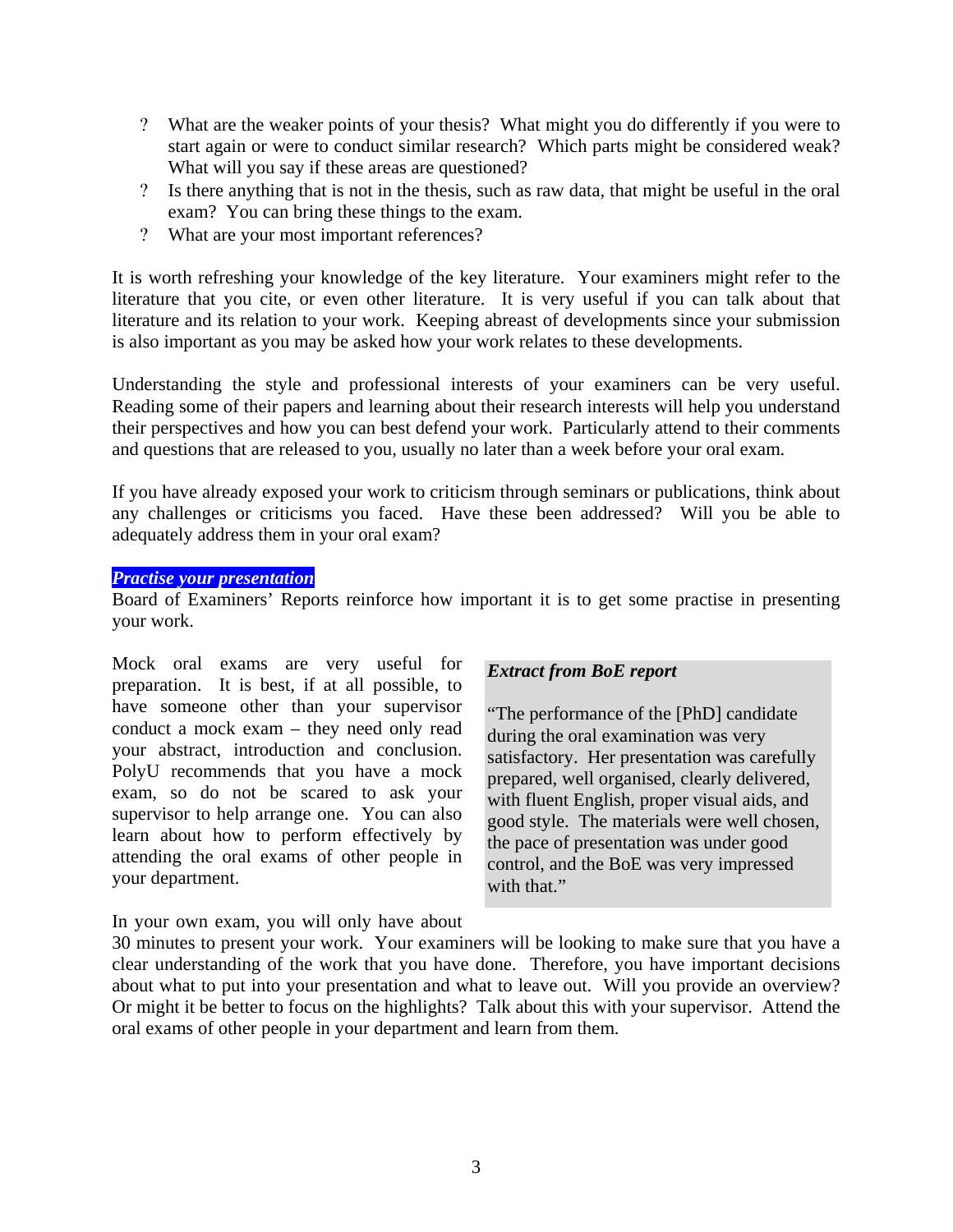- ? What are the weaker points of your thesis? What might you do differently if you were to start again or were to conduct similar research? Which parts might be considered weak? What will you say if these areas are questioned?
- ? Is there anything that is not in the thesis, such as raw data, that might be useful in the oral exam? You can bring these things to the exam.
- ? What are your most important references?

It is worth refreshing your knowledge of the key literature. Your examiners might refer to the literature that you cite, or even other literature. It is very useful if you can talk about that literature and its relation to your work. Keeping abreast of developments since your submission is also important as you may be asked how your work relates to these developments.

Understanding the style and professional interests of your examiners can be very useful. Reading some of their papers and learning about their research interests will help you understand their perspectives and how you can best defend your work. Particularly attend to their comments and questions that are released to you, usually no later than a week before your oral exam.

If you have already exposed your work to criticism through seminars or publications, think about any challenges or criticisms you faced. Have these been addressed? Will you be able to adequately address them in your oral exam?

***Practise your presentation***

Board of Examiners' Reports reinforce how important it is to get some practise in presenting your work.

Mock oral exams are very useful for preparation. It is best, if at all possible, to have someone other than your supervisor conduct a mock exam – they need only read your abstract, introduction and conclusion. PolyU recommends that you have a mock exam, so do not be scared to ask your supervisor to help arrange one. You can also learn about how to perform effectively by attending the oral exams of other people in your department.

> ***Extract from BoE report***
>
> "The performance of the [PhD] candidate during the oral examination was very satisfactory. Her presentation was carefully prepared, well organised, clearly delivered, with fluent English, proper visual aids, and good style. The materials were well chosen, the pace of presentation was under good control, and the BoE was very impressed with that."

In your own exam, you will only have about 30 minutes to present your work. Your examiners will be looking to make sure that you have a clear understanding of the work that you have done. Therefore, you have important decisions about what to put into your presentation and what to leave out. Will you provide an overview? Or might it be better to focus on the highlights? Talk about this with your supervisor. Attend the oral exams of other people in your department and learn from them.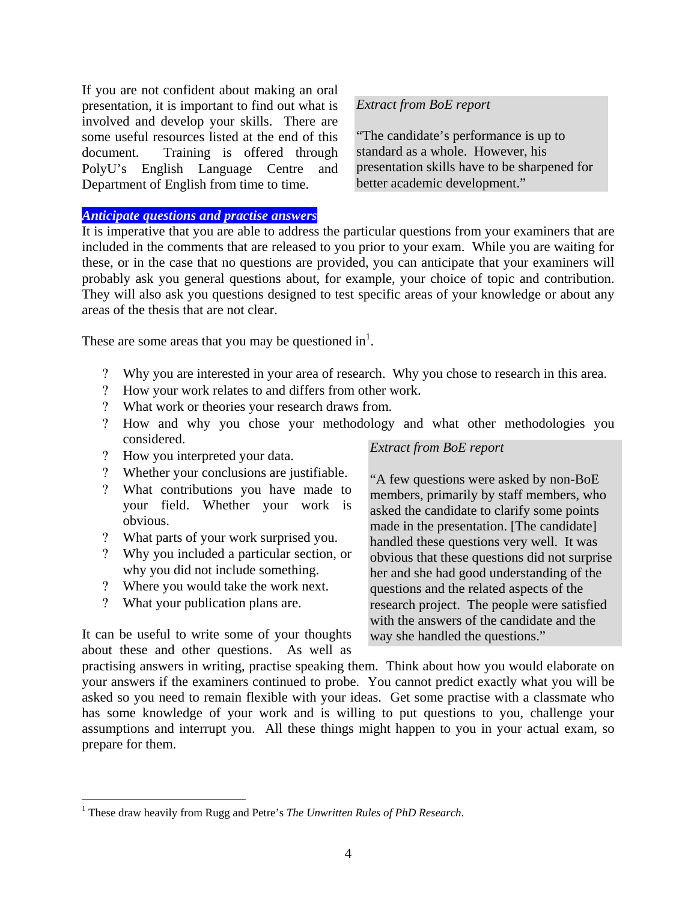If you are not confident about making an oral presentation, it is important to find out what is involved and develop your skills. There are some useful resources listed at the end of this document. Training is offered through PolyU's English Language Centre and Department of English from time to time.

> *Extract from BoE report*
>
> "The candidate's performance is up to standard as a whole. However, his presentation skills have to be sharpened for better academic development."

***Anticipate questions and practise answers***

It is imperative that you are able to address the particular questions from your examiners that are included in the comments that are released to you prior to your exam. While you are waiting for these, or in the case that no questions are provided, you can anticipate that your examiners will probably ask you general questions about, for example, your choice of topic and contribution. They will also ask you questions designed to test specific areas of your knowledge or about any areas of the thesis that are not clear.

These are some areas that you may be questioned in[1].

- Why you are interested in your area of research. Why you chose to research in this area.
- How your work relates to and differs from other work.
- What work or theories your research draws from.
- How and why you chose your methodology and what other methodologies you considered.
- How you interpreted your data.
- Whether your conclusions are justifiable.
- What contributions you have made to your field. Whether your work is obvious.
- What parts of your work surprised you.
- Why you included a particular section, or why you did not include something.
- Where you would take the work next.
- What your publication plans are.

> *Extract from BoE report*
>
> "A few questions were asked by non-BoE members, primarily by staff members, who asked the candidate to clarify some points made in the presentation. [The candidate] handled these questions very well. It was obvious that these questions did not surprise her and she had good understanding of the questions and the related aspects of the research project. The people were satisfied with the answers of the candidate and the way she handled the questions."

It can be useful to write some of your thoughts about these and other questions. As well as practising answers in writing, practise speaking them. Think about how you would elaborate on your answers if the examiners continued to probe. You cannot predict exactly what you will be asked so you need to remain flexible with your ideas. Get some practise with a classmate who has some knowledge of your work and is willing to put questions to you, challenge your assumptions and interrupt you. All these things might happen to you in your actual exam, so prepare for them.

---

[1] These draw heavily from Rugg and Petre's *The Unwritten Rules of PhD Research*.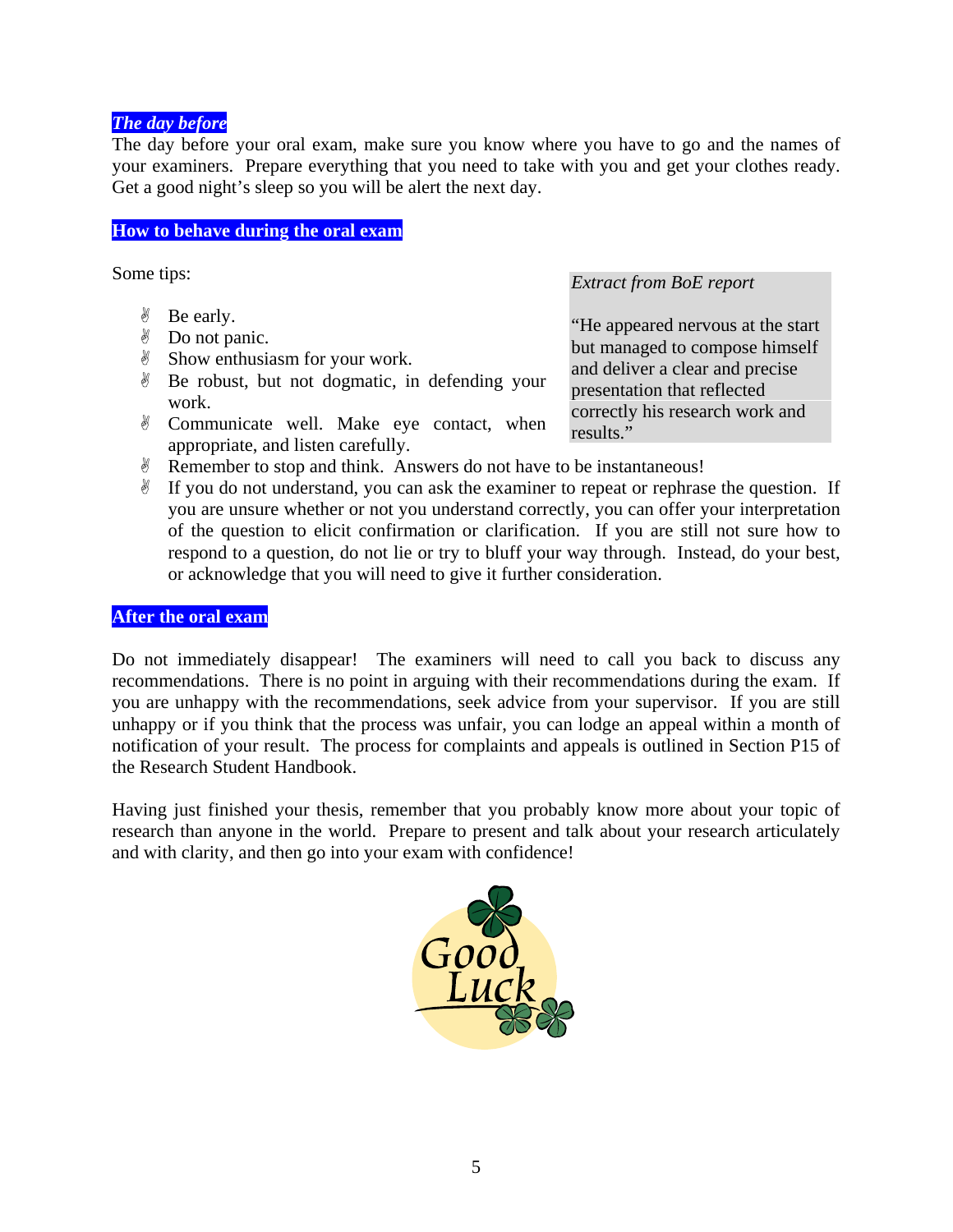## *The day before*

The day before your oral exam, make sure you know where you have to go and the names of your examiners. Prepare everything that you need to take with you and get your clothes ready. Get a good night's sleep so you will be alert the next day.

## How to behave during the oral exam

Some tips:

- Be early.
- Do not panic.
- Show enthusiasm for your work.
- Be robust, but not dogmatic, in defending your work.
- Communicate well. Make eye contact, when appropriate, and listen carefully.
- Remember to stop and think. Answers do not have to be instantaneous!
- If you do not understand, you can ask the examiner to repeat or rephrase the question. If you are unsure whether or not you understand correctly, you can offer your interpretation of the question to elicit confirmation or clarification. If you are still not sure how to respond to a question, do not lie or try to bluff your way through. Instead, do your best, or acknowledge that you will need to give it further consideration.

> *Extract from BoE report*
>
> "He appeared nervous at the start but managed to compose himself and deliver a clear and precise presentation that reflected correctly his research work and results."

## After the oral exam

Do not immediately disappear! The examiners will need to call you back to discuss any recommendations. There is no point in arguing with their recommendations during the exam. If you are unhappy with the recommendations, seek advice from your supervisor. If you are still unhappy or if you think that the process was unfair, you can lodge an appeal within a month of notification of your result. The process for complaints and appeals is outlined in Section P15 of the Research Student Handbook.

Having just finished your thesis, remember that you probably know more about your topic of research than anyone in the world. Prepare to present and talk about your research articulately and with clarity, and then go into your exam with confidence!

Good Luck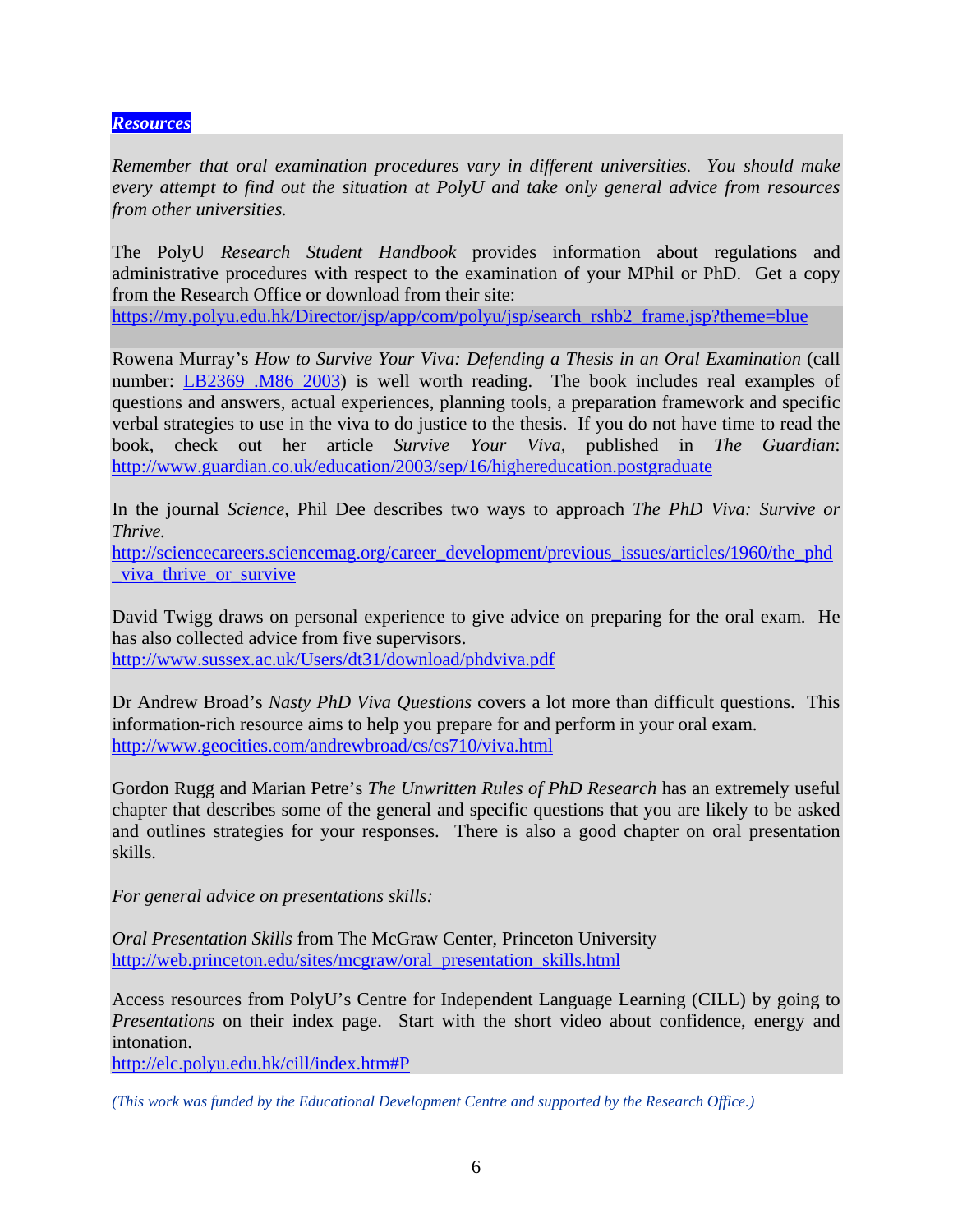## *Resources*

*Remember that oral examination procedures vary in different universities. You should make every attempt to find out the situation at PolyU and take only general advice from resources from other universities.*

The PolyU *Research Student Handbook* provides information about regulations and administrative procedures with respect to the examination of your MPhil or PhD. Get a copy from the Research Office or download from their site:
https://my.polyu.edu.hk/Director/jsp/app/com/polyu/jsp/search_rshb2_frame.jsp?theme=blue

Rowena Murray's *How to Survive Your Viva: Defending a Thesis in an Oral Examination* (call number: LB2369 .M86 2003) is well worth reading. The book includes real examples of questions and answers, actual experiences, planning tools, a preparation framework and specific verbal strategies to use in the viva to do justice to the thesis. If you do not have time to read the book, check out her article *Survive Your Viva*, published in *The Guardian*: http://www.guardian.co.uk/education/2003/sep/16/highereducation.postgraduate

In the journal *Science*, Phil Dee describes two ways to approach *The PhD Viva: Survive or Thrive.*
http://sciencecareers.sciencemag.org/career_development/previous_issues/articles/1960/the_phd_viva_thrive_or_survive

David Twigg draws on personal experience to give advice on preparing for the oral exam. He has also collected advice from five supervisors.
http://www.sussex.ac.uk/Users/dt31/download/phdviva.pdf

Dr Andrew Broad's *Nasty PhD Viva Questions* covers a lot more than difficult questions. This information-rich resource aims to help you prepare for and perform in your oral exam.
http://www.geocities.com/andrewbroad/cs/cs710/viva.html

Gordon Rugg and Marian Petre's *The Unwritten Rules of PhD Research* has an extremely useful chapter that describes some of the general and specific questions that you are likely to be asked and outlines strategies for your responses. There is also a good chapter on oral presentation skills.

*For general advice on presentations skills:*

*Oral Presentation Skills* from The McGraw Center, Princeton University
http://web.princeton.edu/sites/mcgraw/oral_presentation_skills.html

Access resources from PolyU's Centre for Independent Language Learning (CILL) by going to *Presentations* on their index page. Start with the short video about confidence, energy and intonation.
http://elc.polyu.edu.hk/cill/index.htm#P

*(This work was funded by the Educational Development Centre and supported by the Research Office.)*